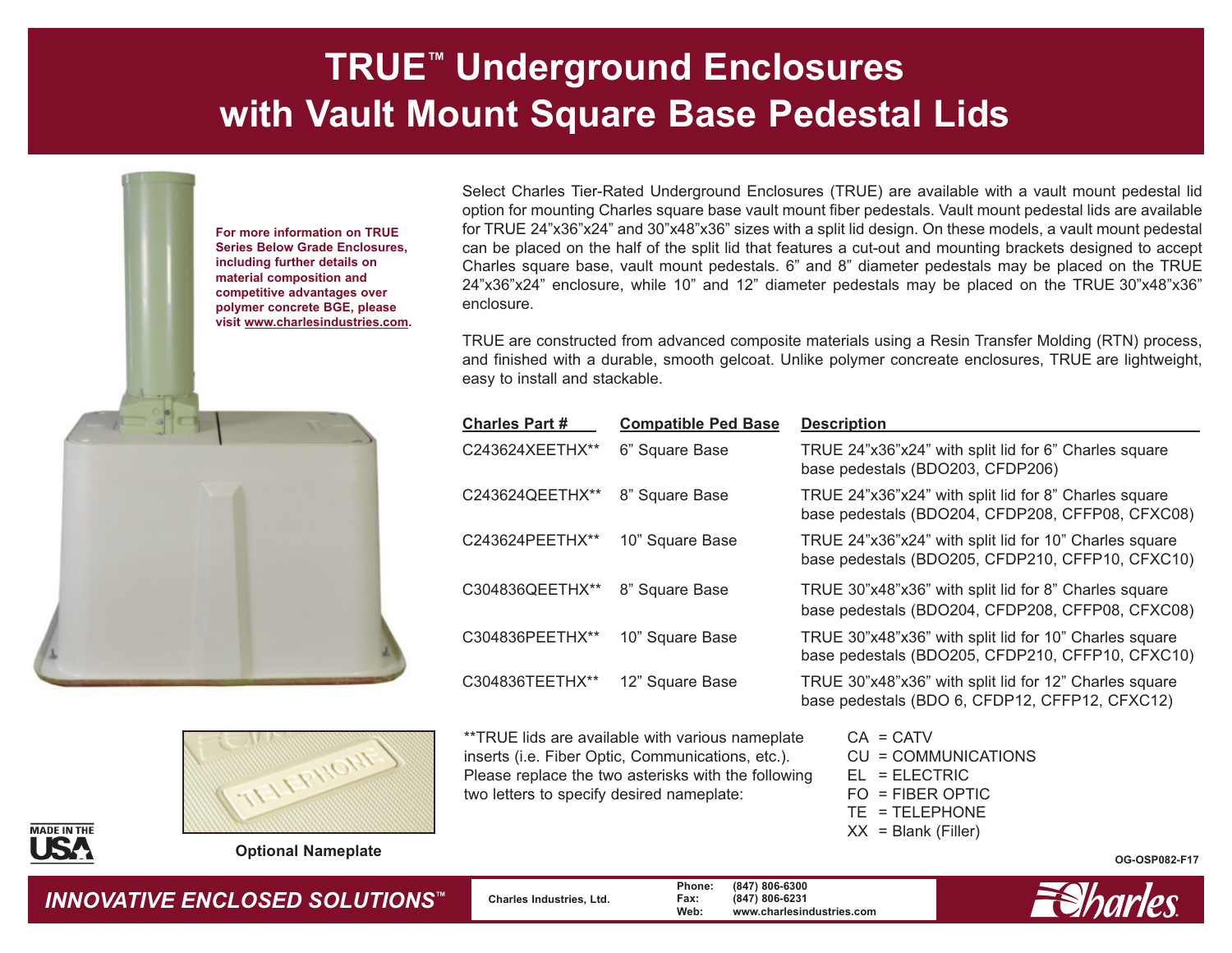# TRUE™ Underground Enclosures with Vault Mount Square Base Pedestal Lids

**For more information on TRUE Series Below Grade Enclosures, including further details on material composition and competitive advantages over polymer concrete BGE, please visit www.charlesindustries.com.**

Select Charles Tier-Rated Underground Enclosures (TRUE) are available with a vault mount pedestal lid option for mounting Charles square base vault mount fiber pedestals. Vault mount pedestal lids are available for TRUE 24"x36"x24" and 30"x48"x36" sizes with a split lid design. On these models, a vault mount pedestal can be placed on the half of the split lid that features a cut-out and mounting brackets designed to accept Charles square base, vault mount pedestals. 6" and 8" diameter pedestals may be placed on the TRUE 24"x36"x24" enclosure, while 10" and 12" diameter pedestals may be placed on the TRUE 30"x48"x36" enclosure.

TRUE are constructed from advanced composite materials using a Resin Transfer Molding (RTN) process, and finished with a durable, smooth gelcoat. Unlike polymer concreate enclosures, TRUE are lightweight, easy to install and stackable.

| Charles Part # | Compatible Ped Base | Description |
|---|---|---|
| C243624XEETHX** | 6" Square Base | TRUE 24"x36"x24" with split lid for 6" Charles square base pedestals (BDO203, CFDP206) |
| C243624QEETHX** | 8" Square Base | TRUE 24"x36"x24" with split lid for 8" Charles square base pedestals (BDO204, CFDP208, CFFP08, CFXC08) |
| C243624PEETHX** | 10" Square Base | TRUE 24"x36"x24" with split lid for 10" Charles square base pedestals (BDO205, CFDP210, CFFP10, CFXC10) |
| C304836QEETHX** | 8" Square Base | TRUE 30"x48"x36" with split lid for 8" Charles square base pedestals (BDO204, CFDP208, CFFP08, CFXC08) |
| C304836PEETHX** | 10" Square Base | TRUE 30"x48"x36" with split lid for 10" Charles square base pedestals (BDO205, CFDP210, CFFP10, CFXC10) |
| C304836TEETHX** | 12" Square Base | TRUE 30"x48"x36" with split lid for 12" Charles square base pedestals (BDO 6, CFDP12, CFFP12, CFXC12) |

**TRUE lids are available with various nameplate inserts (i.e. Fiber Optic, Communications, etc.). Please replace the two asterisks with the following two letters to specify desired nameplate:

- CA = CATV
- CU = COMMUNICATIONS
- EL = ELECTRIC
- FO = FIBER OPTIC
- TE = TELEPHONE
- XX = Blank (Filler)

**Optional Nameplate**

MADE IN THE USA

OG-OSP082-F17

*INNOVATIVE ENCLOSED SOLUTIONS™*

Charles Industries, Ltd.
Phone: (847) 806-6300
Fax: (847) 806-6231
Web: www.charlesindustries.com

Charles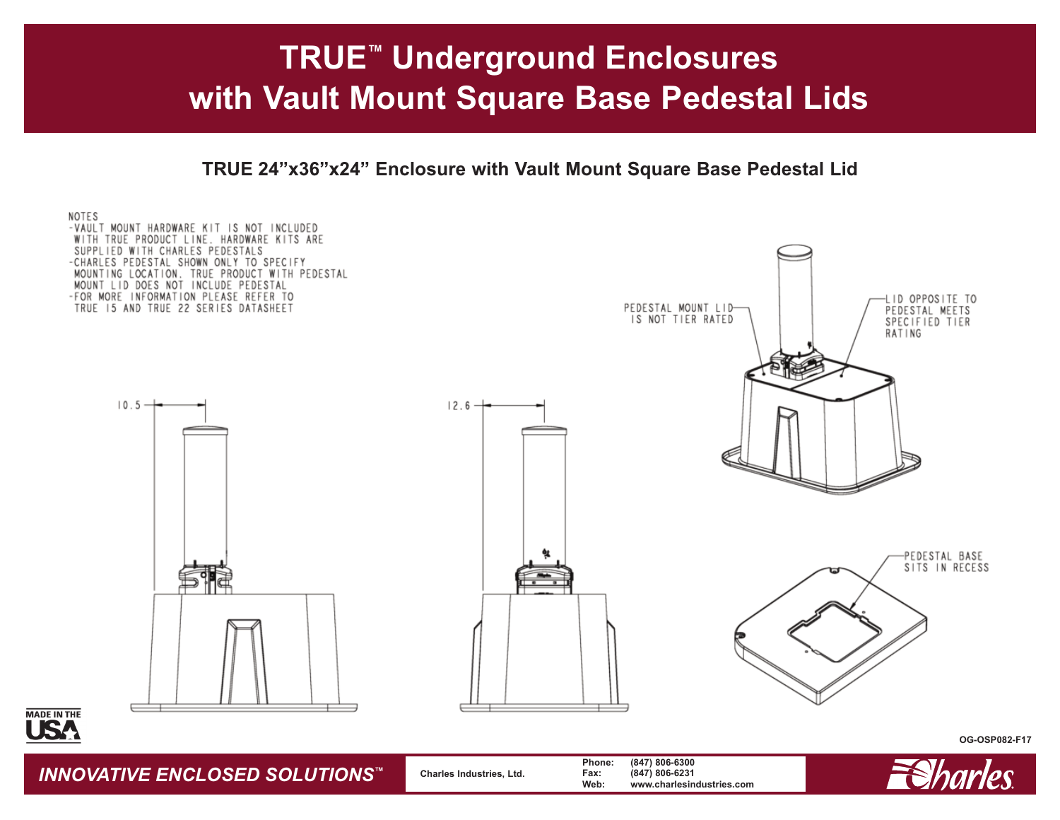# TRUE™ Underground Enclosures with Vault Mount Square Base Pedestal Lids

## TRUE 24”x36”x24” Enclosure with Vault Mount Square Base Pedestal Lid

NOTES
- VAULT MOUNT HARDWARE KIT IS NOT INCLUDED WITH TRUE PRODUCT LINE. HARDWARE KITS ARE SUPPLIED WITH CHARLES PEDESTALS
- CHARLES PEDESTAL SHOWN ONLY TO SPECIFY MOUNTING LOCATION. TRUE PRODUCT WITH PEDESTAL MOUNT LID DOES NOT INCLUDE PEDESTAL
- FOR MORE INFORMATION PLEASE REFER TO TRUE 15 AND TRUE 22 SERIES DATASHEET

PEDESTAL MOUNT LID IS NOT TIER RATED

LID OPPOSITE TO PEDESTAL MEETS SPECIFIED TIER RATING

10.5

12.6

PEDESTAL BASE SITS IN RECESS

MADE IN THE USA

OG-OSP082-F17

*INNOVATIVE ENCLOSED SOLUTIONS™*

Charles Industries, Ltd.

Phone: (847) 806-6300
Fax: (847) 806-6231
Web: www.charlesindustries.com

Charles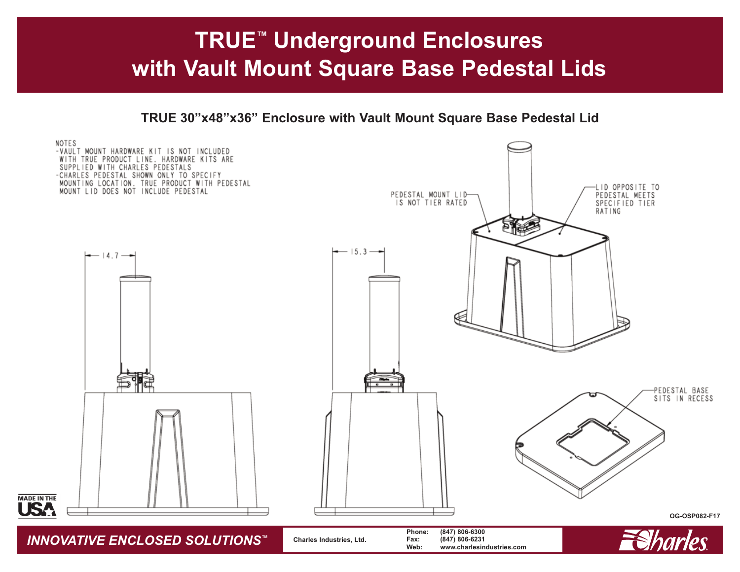# TRUE™ Underground Enclosures with Vault Mount Square Base Pedestal Lids

## TRUE 30"x48"x36" Enclosure with Vault Mount Square Base Pedestal Lid

NOTES
- VAULT MOUNT HARDWARE KIT IS NOT INCLUDED WITH TRUE PRODUCT LINE. HARDWARE KITS ARE SUPPLIED WITH CHARLES PEDESTALS
- CHARLES PEDESTAL SHOWN ONLY TO SPECIFY MOUNTING LOCATION. TRUE PRODUCT WITH PEDESTAL MOUNT LID DOES NOT INCLUDE PEDESTAL

PEDESTAL MOUNT LID IS NOT TIER RATED

LID OPPOSITE TO PEDESTAL MEETS SPECIFIED TIER RATING

14.7

15.3

PEDESTAL BASE SITS IN RECESS

MADE IN THE USA

OG-OSP082-F17

*INNOVATIVE ENCLOSED SOLUTIONS™*

Charles Industries, Ltd.

Phone: (847) 806-6300
Fax: (847) 806-6231
Web: www.charlesindustries.com

Charles